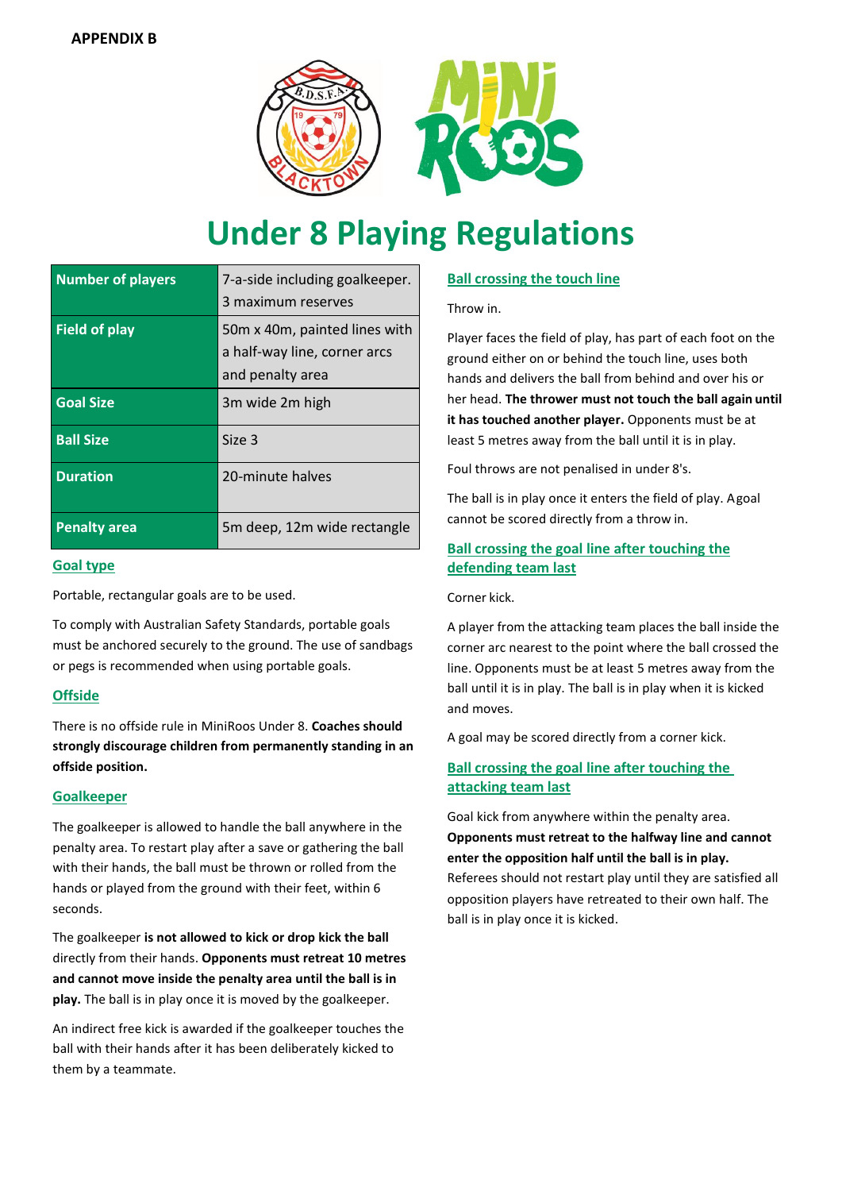**APPENDIX B**

# Under 8 Playing Regulations

| Number of players | 7-a-side including goalkeeper. 3 maximum reserves |
|---|---|
| Field of play | 50m x 40m, painted lines with a half-way line, corner arcs and penalty area |
| Goal Size | 3m wide 2m high |
| Ball Size | Size 3 |
| Duration | 20-minute halves |
| Penalty area | 5m deep, 12m wide rectangle |

## Goal type

Portable, rectangular goals are to be used.

To comply with Australian Safety Standards, portable goals must be anchored securely to the ground. The use of sandbags or pegs is recommended when using portable goals.

## Offside

There is no offside rule in MiniRoos Under 8. **Coaches should strongly discourage children from permanently standing in an offside position.**

## Goalkeeper

The goalkeeper is allowed to handle the ball anywhere in the penalty area. To restart play after a save or gathering the ball with their hands, the ball must be thrown or rolled from the hands or played from the ground with their feet, within 6 seconds.

The goalkeeper **is not allowed to kick or drop kick the ball** directly from their hands. **Opponents must retreat 10 metres and cannot move inside the penalty area until the ball is in play.** The ball is in play once it is moved by the goalkeeper.

An indirect free kick is awarded if the goalkeeper touches the ball with their hands after it has been deliberately kicked to them by a teammate.

## Ball crossing the touch line

Throw in.

Player faces the field of play, has part of each foot on the ground either on or behind the touch line, uses both hands and delivers the ball from behind and over his or her head. **The thrower must not touch the ball again until it has touched another player.** Opponents must be at least 5 metres away from the ball until it is in play.

Foul throws are not penalised in under 8's.

The ball is in play once it enters the field of play. Agoal cannot be scored directly from a throw in.

## Ball crossing the goal line after touching the defending team last

Corner kick.

A player from the attacking team places the ball inside the corner arc nearest to the point where the ball crossed the line. Opponents must be at least 5 metres away from the ball until it is in play. The ball is in play when it is kicked and moves.

A goal may be scored directly from a corner kick.

## Ball crossing the goal line after touching the attacking team last

Goal kick from anywhere within the penalty area. **Opponents must retreat to the halfway line and cannot enter the opposition half until the ball is in play.** Referees should not restart play until they are satisfied all opposition players have retreated to their own half. The ball is in play once it is kicked.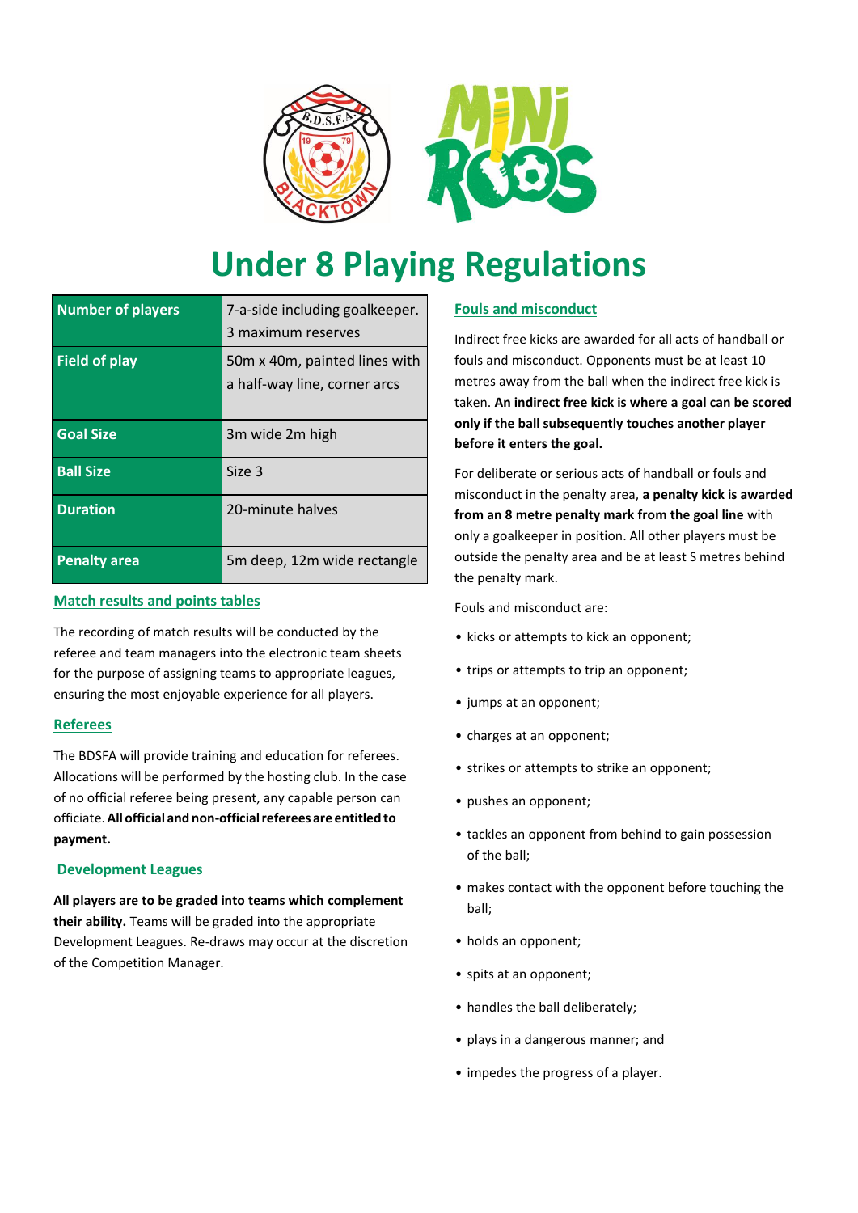# Under 8 Playing Regulations

| | |
|---|---|
| **Number of players** | 7-a-side including goalkeeper. 3 maximum reserves |
| **Field of play** | 50m x 40m, painted lines with a half-way line, corner arcs |
| **Goal Size** | 3m wide 2m high |
| **Ball Size** | Size 3 |
| **Duration** | 20-minute halves |
| **Penalty area** | 5m deep, 12m wide rectangle |

## Match results and points tables

The recording of match results will be conducted by the referee and team managers into the electronic team sheets for the purpose of assigning teams to appropriate leagues, ensuring the most enjoyable experience for all players.

## Referees

The BDSFA will provide training and education for referees. Allocations will be performed by the hosting club. In the case of no official referee being present, any capable person can officiate. **All official and non-official referees are entitled to payment.**

## Development Leagues

**All players are to be graded into teams which complement their ability.** Teams will be graded into the appropriate Development Leagues. Re-draws may occur at the discretion of the Competition Manager.

## Fouls and misconduct

Indirect free kicks are awarded for all acts of handball or fouls and misconduct. Opponents must be at least 10 metres away from the ball when the indirect free kick is taken. **An indirect free kick is where a goal can be scored only if the ball subsequently touches another player before it enters the goal.**

For deliberate or serious acts of handball or fouls and misconduct in the penalty area, **a penalty kick is awarded from an 8 metre penalty mark from the goal line** with only a goalkeeper in position. All other players must be outside the penalty area and be at least S metres behind the penalty mark.

Fouls and misconduct are:

- kicks or attempts to kick an opponent;
- trips or attempts to trip an opponent;
- jumps at an opponent;
- charges at an opponent;
- strikes or attempts to strike an opponent;
- pushes an opponent;
- tackles an opponent from behind to gain possession of the ball;
- makes contact with the opponent before touching the ball;
- holds an opponent;
- spits at an opponent;
- handles the ball deliberately;
- plays in a dangerous manner; and
- impedes the progress of a player.